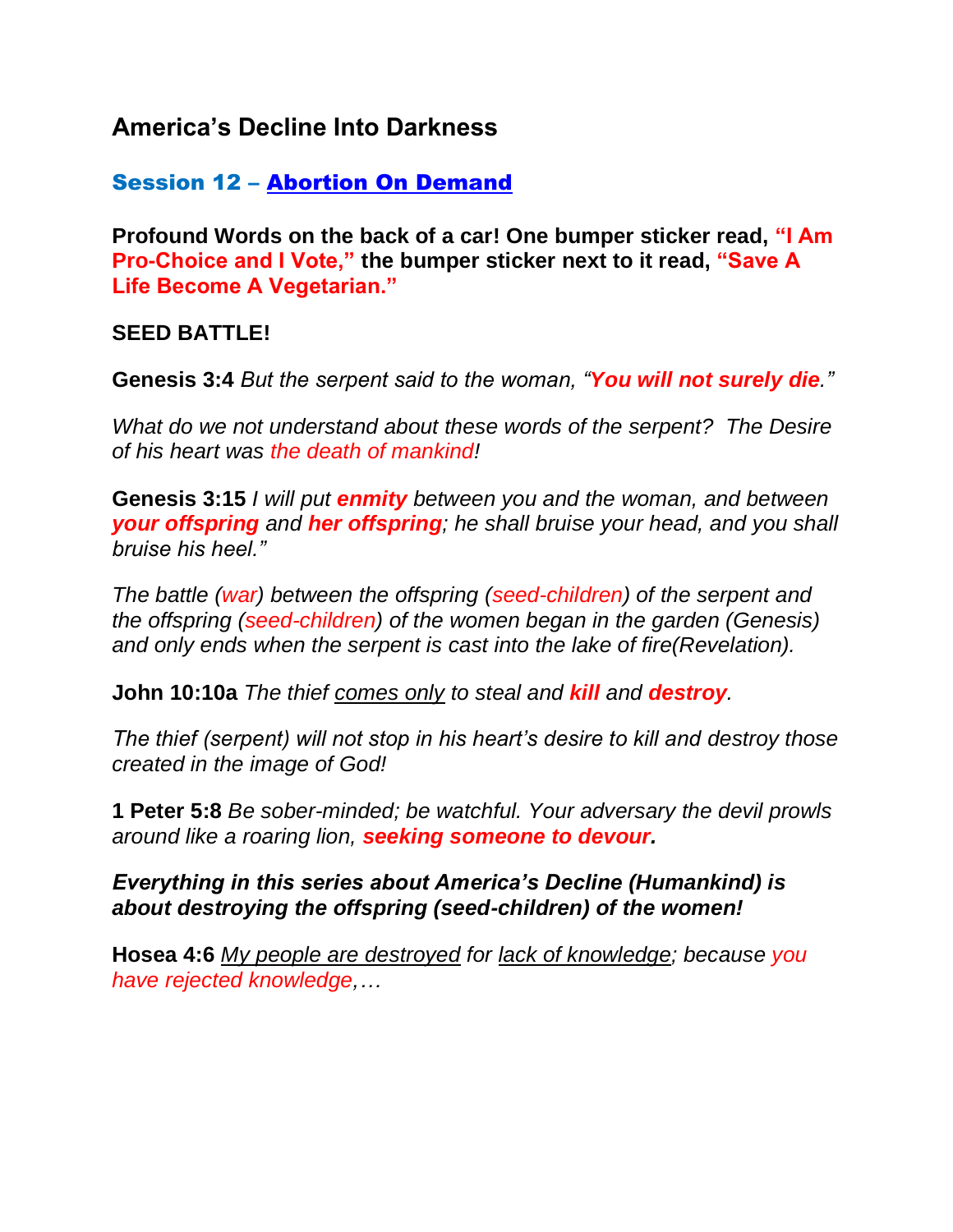# America's Decline Into Darkness

## Session 12 – Abortion On Demand

**Profound Words on the back of a car! One bumper sticker read, "I Am Pro-Choice and I Vote," the bumper sticker next to it read, "Save A Life Become A Vegetarian."**

**SEED BATTLE!**

**Genesis 3:4** *But the serpent said to the woman, "**You will not surely die**."*

*What do we not understand about these words of the serpent? The Desire of his heart was the death of mankind!*

**Genesis 3:15** *I will put **enmity** between you and the woman, and between **your offspring** and **her offspring**; he shall bruise your head, and you shall bruise his heel."*

*The battle (war) between the offspring (seed-children) of the serpent and the offspring (seed-children) of the women began in the garden (Genesis) and only ends when the serpent is cast into the lake of fire(Revelation).*

**John 10:10a** *The thief comes only to steal and **kill** and **destroy**.*

*The thief (serpent) will not stop in his heart's desire to kill and destroy those created in the image of God!*

**1 Peter 5:8** *Be sober-minded; be watchful. Your adversary the devil prowls around like a roaring lion, **seeking someone to devour**.*

***Everything in this series about America's Decline (Humankind) is about destroying the offspring (seed-children) of the women!***

**Hosea 4:6** *My people are destroyed for lack of knowledge; because you have rejected knowledge,…*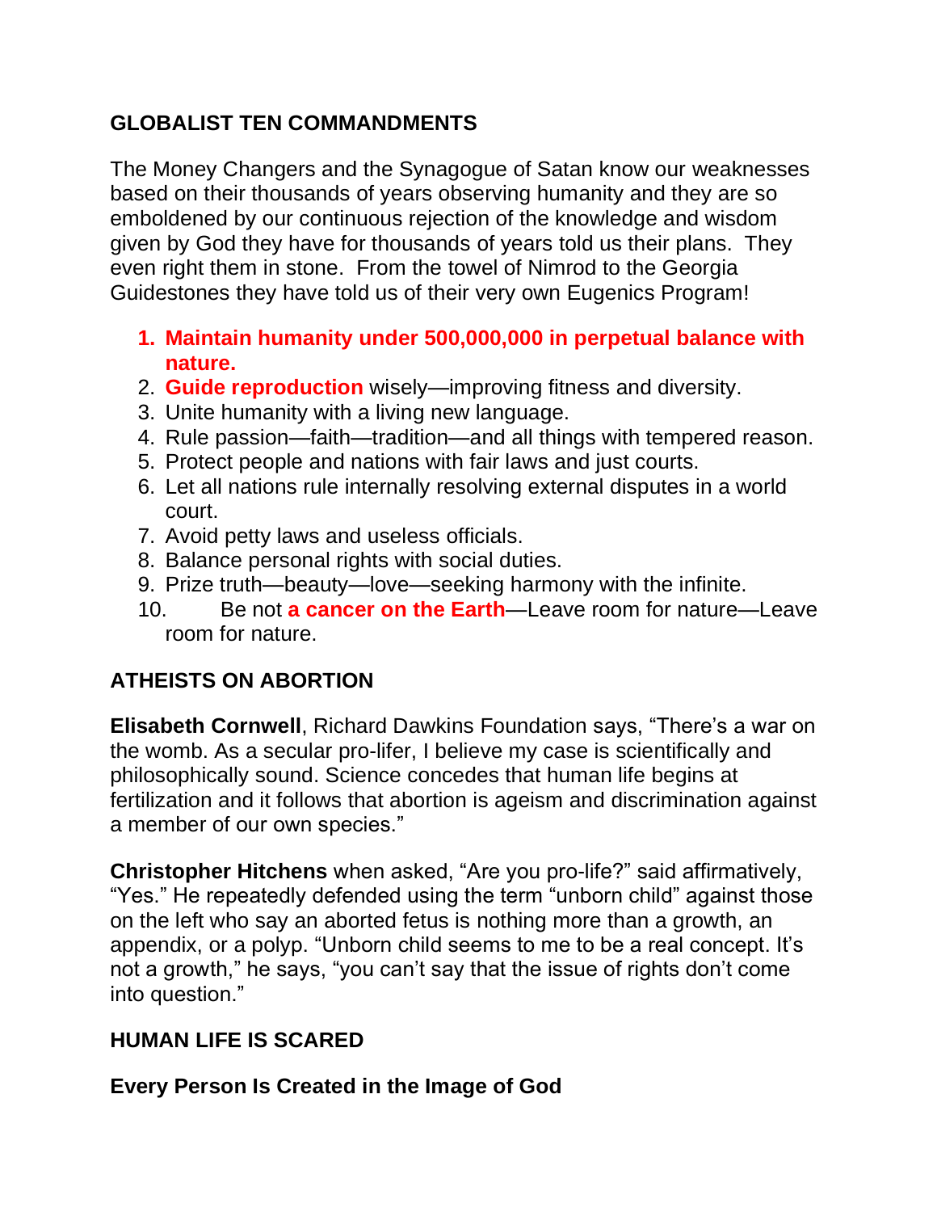## GLOBALIST TEN COMMANDMENTS

The Money Changers and the Synagogue of Satan know our weaknesses based on their thousands of years observing humanity and they are so emboldened by our continuous rejection of the knowledge and wisdom given by God they have for thousands of years told us their plans. They even right them in stone. From the towel of Nimrod to the Georgia Guidestones they have told us of their very own Eugenics Program!

1. **Maintain humanity under 500,000,000 in perpetual balance with nature.**
2. **Guide reproduction** wisely—improving fitness and diversity.
3. Unite humanity with a living new language.
4. Rule passion—faith—tradition—and all things with tempered reason.
5. Protect people and nations with fair laws and just courts.
6. Let all nations rule internally resolving external disputes in a world court.
7. Avoid petty laws and useless officials.
8. Balance personal rights with social duties.
9. Prize truth—beauty—love—seeking harmony with the infinite.
10. Be not **a cancer on the Earth**—Leave room for nature—Leave room for nature.

## ATHEISTS ON ABORTION

**Elisabeth Cornwell**, Richard Dawkins Foundation says, "There's a war on the womb. As a secular pro-lifer, I believe my case is scientifically and philosophically sound. Science concedes that human life begins at fertilization and it follows that abortion is ageism and discrimination against a member of our own species."

**Christopher Hitchens** when asked, "Are you pro-life?" said affirmatively, "Yes." He repeatedly defended using the term "unborn child" against those on the left who say an aborted fetus is nothing more than a growth, an appendix, or a polyp. "Unborn child seems to me to be a real concept. It's not a growth," he says, "you can't say that the issue of rights don't come into question."

## HUMAN LIFE IS SCARED

### Every Person Is Created in the Image of God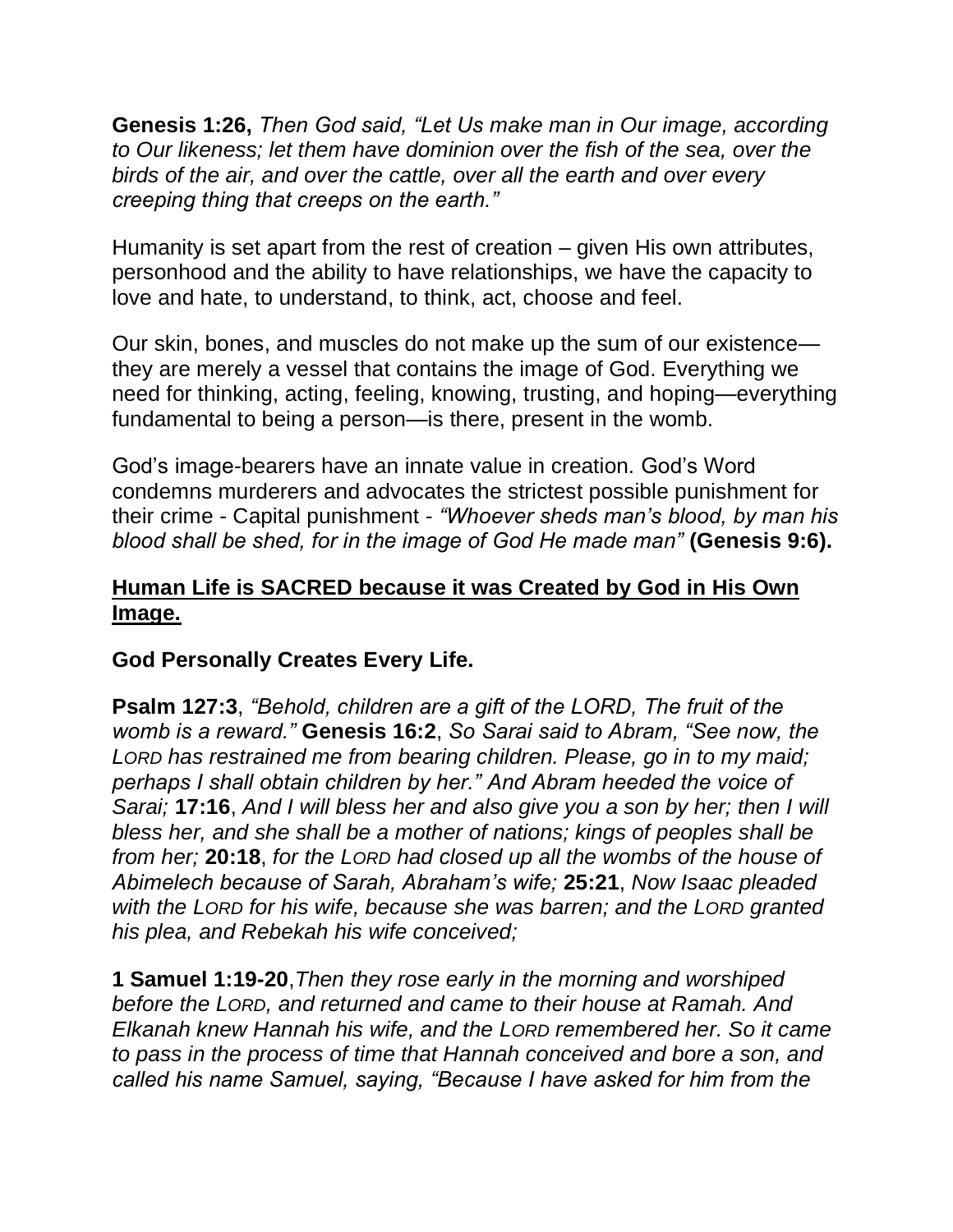**Genesis 1:26,** *Then God said, "Let Us make man in Our image, according to Our likeness; let them have dominion over the fish of the sea, over the birds of the air, and over the cattle, over all the earth and over every creeping thing that creeps on the earth."*

Humanity is set apart from the rest of creation – given His own attributes, personhood and the ability to have relationships, we have the capacity to love and hate, to understand, to think, act, choose and feel.

Our skin, bones, and muscles do not make up the sum of our existence—they are merely a vessel that contains the image of God. Everything we need for thinking, acting, feeling, knowing, trusting, and hoping—everything fundamental to being a person—is there, present in the womb.

God's image-bearers have an innate value in creation. God's Word condemns murderers and advocates the strictest possible punishment for their crime - Capital punishment - *"Whoever sheds man's blood, by man his blood shall be shed, for in the image of God He made man"* **(Genesis 9:6).**

**<u>Human Life is SACRED because it was Created by God in His Own Image.</u>**

**God Personally Creates Every Life.**

**Psalm 127:3**, *"Behold, children are a gift of the LORD, The fruit of the womb is a reward."* **Genesis 16:2**, *So Sarai said to Abram, "See now, the LORD has restrained me from bearing children. Please, go in to my maid; perhaps I shall obtain children by her." And Abram heeded the voice of Sarai;* **17:16**, *And I will bless her and also give you a son by her; then I will bless her, and she shall be a mother of nations; kings of peoples shall be from her;* **20:18**, *for the LORD had closed up all the wombs of the house of Abimelech because of Sarah, Abraham's wife;* **25:21**, *Now Isaac pleaded with the LORD for his wife, because she was barren; and the LORD granted his plea, and Rebekah his wife conceived;*

**1 Samuel 1:19-20**,*Then they rose early in the morning and worshiped before the LORD, and returned and came to their house at Ramah. And Elkanah knew Hannah his wife, and the LORD remembered her. So it came to pass in the process of time that Hannah conceived and bore a son, and called his name Samuel, saying, "Because I have asked for him from the*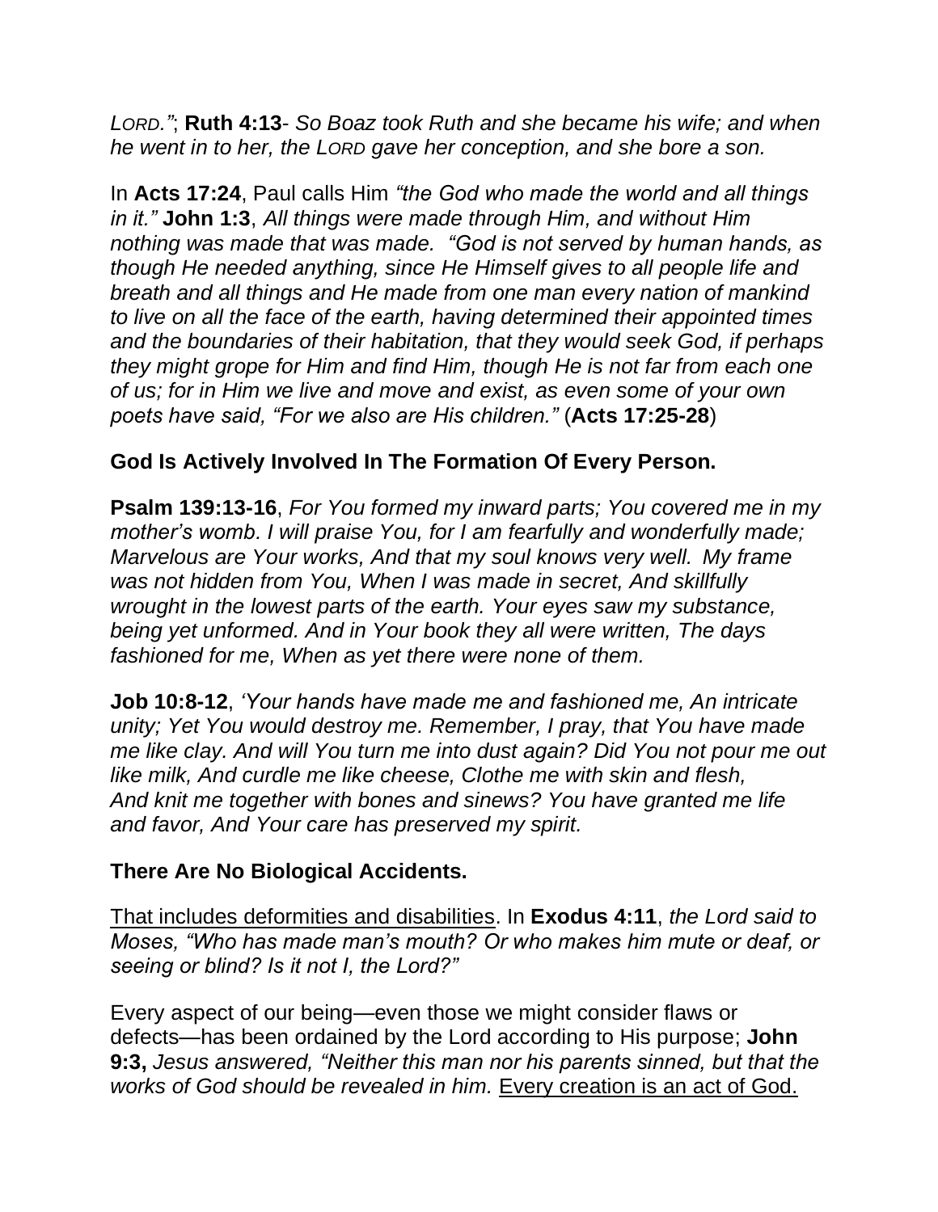*LORD."*; **Ruth 4:13**- *So Boaz took Ruth and she became his wife; and when he went in to her, the LORD gave her conception, and she bore a son.*

In **Acts 17:24**, Paul calls Him *"the God who made the world and all things in it."* **John 1:3**, *All things were made through Him, and without Him nothing was made that was made. "God is not served by human hands, as though He needed anything, since He Himself gives to all people life and breath and all things and He made from one man every nation of mankind to live on all the face of the earth, having determined their appointed times and the boundaries of their habitation, that they would seek God, if perhaps they might grope for Him and find Him, though He is not far from each one of us; for in Him we live and move and exist, as even some of your own poets have said, "For we also are His children."* (**Acts 17:25-28**)

**God Is Actively Involved In The Formation Of Every Person.**

**Psalm 139:13-16**, *For You formed my inward parts; You covered me in my mother's womb. I will praise You, for I am fearfully and wonderfully made; Marvelous are Your works, And that my soul knows very well. My frame was not hidden from You, When I was made in secret, And skillfully wrought in the lowest parts of the earth. Your eyes saw my substance, being yet unformed. And in Your book they all were written, The days fashioned for me, When as yet there were none of them.*

**Job 10:8-12**, *'Your hands have made me and fashioned me, An intricate unity; Yet You would destroy me. Remember, I pray, that You have made me like clay. And will You turn me into dust again? Did You not pour me out like milk, And curdle me like cheese, Clothe me with skin and flesh, And knit me together with bones and sinews? You have granted me life and favor, And Your care has preserved my spirit.*

**There Are No Biological Accidents.**

<u>That includes deformities and disabilities</u>. In **Exodus 4:11**, *the Lord said to Moses, "Who has made man's mouth? Or who makes him mute or deaf, or seeing or blind? Is it not I, the Lord?"*

Every aspect of our being—even those we might consider flaws or defects—has been ordained by the Lord according to His purpose; **John 9:3,** *Jesus answered, "Neither this man nor his parents sinned, but that the works of God should be revealed in him.* <u>Every creation is an act of God.</u>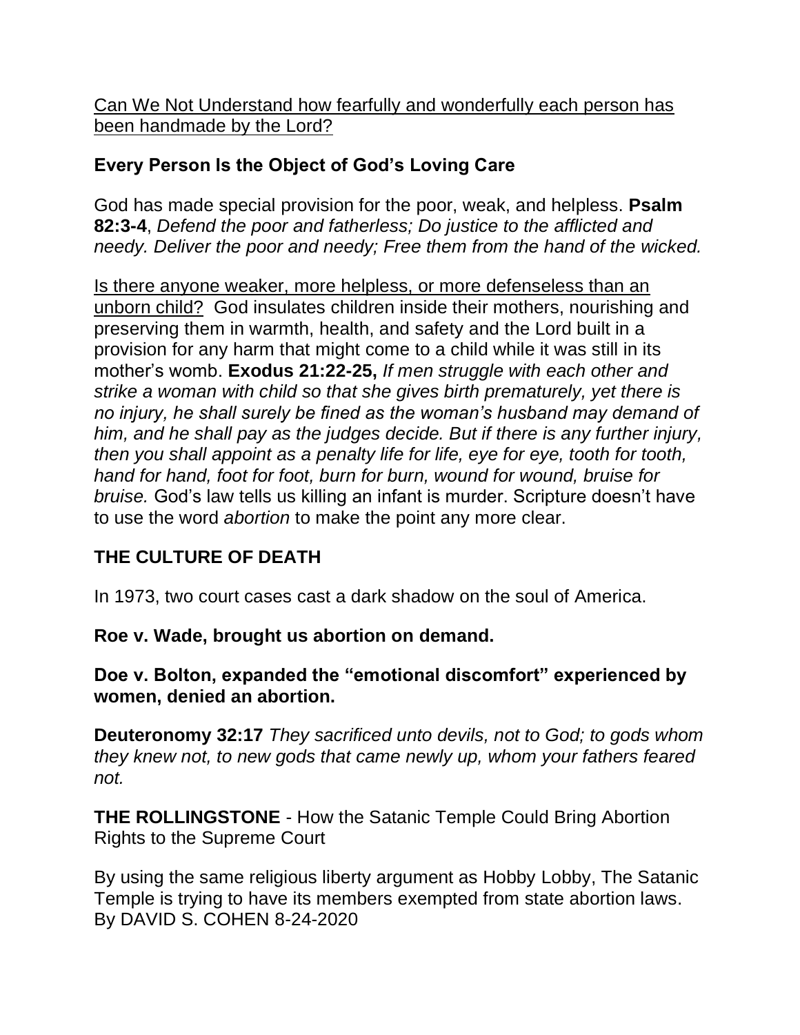Can We Not Understand how fearfully and wonderfully each person has been handmade by the Lord?

## Every Person Is the Object of God's Loving Care

God has made special provision for the poor, weak, and helpless. **Psalm 82:3-4**, *Defend the poor and fatherless; Do justice to the afflicted and needy. Deliver the poor and needy; Free them from the hand of the wicked.*

Is there anyone weaker, more helpless, or more defenseless than an unborn child? God insulates children inside their mothers, nourishing and preserving them in warmth, health, and safety and the Lord built in a provision for any harm that might come to a child while it was still in its mother's womb. **Exodus 21:22-25,** *If men struggle with each other and strike a woman with child so that she gives birth prematurely, yet there is no injury, he shall surely be fined as the woman's husband may demand of him, and he shall pay as the judges decide. But if there is any further injury, then you shall appoint as a penalty life for life, eye for eye, tooth for tooth, hand for hand, foot for foot, burn for burn, wound for wound, bruise for bruise.* God's law tells us killing an infant is murder. Scripture doesn't have to use the word *abortion* to make the point any more clear.

## THE CULTURE OF DEATH

In 1973, two court cases cast a dark shadow on the soul of America.

**Roe v. Wade, brought us abortion on demand.**

**Doe v. Bolton, expanded the "emotional discomfort" experienced by women, denied an abortion.**

**Deuteronomy 32:17** *They sacrificed unto devils, not to God; to gods whom they knew not, to new gods that came newly up, whom your fathers feared not.*

**THE ROLLINGSTONE** - How the Satanic Temple Could Bring Abortion Rights to the Supreme Court

By using the same religious liberty argument as Hobby Lobby, The Satanic Temple is trying to have its members exempted from state abortion laws. By DAVID S. COHEN 8-24-2020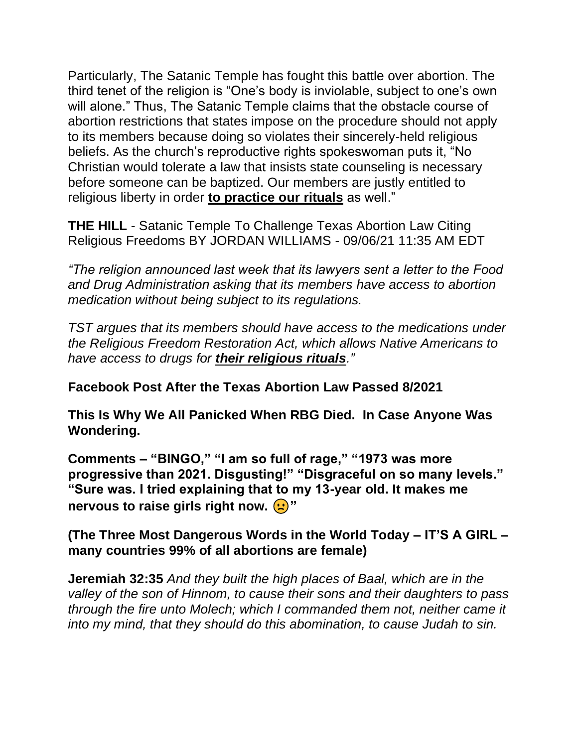Particularly, The Satanic Temple has fought this battle over abortion. The third tenet of the religion is "One's body is inviolable, subject to one's own will alone." Thus, The Satanic Temple claims that the obstacle course of abortion restrictions that states impose on the procedure should not apply to its members because doing so violates their sincerely-held religious beliefs. As the church's reproductive rights spokeswoman puts it, "No Christian would tolerate a law that insists state counseling is necessary before someone can be baptized. Our members are justly entitled to religious liberty in order **to practice our rituals** as well."

**THE HILL** - Satanic Temple To Challenge Texas Abortion Law Citing Religious Freedoms BY JORDAN WILLIAMS - 09/06/21 11:35 AM EDT

*"The religion announced last week that its lawyers sent a letter to the Food and Drug Administration asking that its members have access to abortion medication without being subject to its regulations.*

*TST argues that its members should have access to the medications under the Religious Freedom Restoration Act, which allows Native Americans to have access to drugs for **their religious rituals**."*

**Facebook Post After the Texas Abortion Law Passed 8/2021**

**This Is Why We All Panicked When RBG Died. In Case Anyone Was Wondering.**

**Comments – "BINGO," "I am so full of rage," "1973 was more progressive than 2021. Disgusting!" "Disgraceful on so many levels." "Sure was. I tried explaining that to my 13-year old. It makes me nervous to raise girls right now. 🙁"**

**(The Three Most Dangerous Words in the World Today – IT'S A GIRL – many countries 99% of all abortions are female)**

**Jeremiah 32:35** *And they built the high places of Baal, which are in the valley of the son of Hinnom, to cause their sons and their daughters to pass through the fire unto Molech; which I commanded them not, neither came it into my mind, that they should do this abomination, to cause Judah to sin.*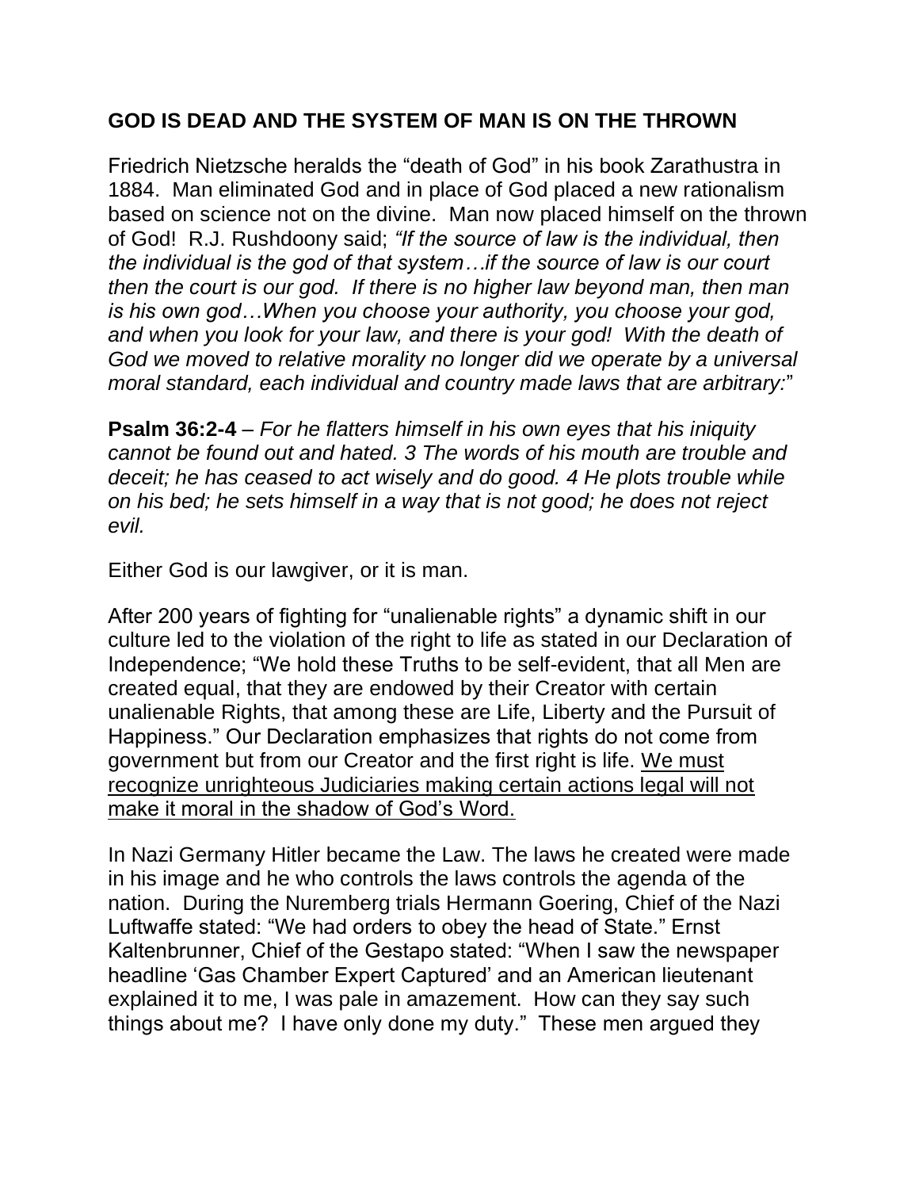**GOD IS DEAD AND THE SYSTEM OF MAN IS ON THE THROWN**

Friedrich Nietzsche heralds the "death of God" in his book Zarathustra in 1884. Man eliminated God and in place of God placed a new rationalism based on science not on the divine. Man now placed himself on the thrown of God! R.J. Rushdoony said; *"If the source of law is the individual, then the individual is the god of that system…if the source of law is our court then the court is our god. If there is no higher law beyond man, then man is his own god…When you choose your authority, you choose your god, and when you look for your law, and there is your god! With the death of God we moved to relative morality no longer did we operate by a universal moral standard, each individual and country made laws that are arbitrary:*"

**Psalm 36:2-4** – *For he flatters himself in his own eyes that his iniquity cannot be found out and hated. 3 The words of his mouth are trouble and deceit; he has ceased to act wisely and do good. 4 He plots trouble while on his bed; he sets himself in a way that is not good; he does not reject evil.*

Either God is our lawgiver, or it is man.

After 200 years of fighting for "unalienable rights" a dynamic shift in our culture led to the violation of the right to life as stated in our Declaration of Independence; "We hold these Truths to be self-evident, that all Men are created equal, that they are endowed by their Creator with certain unalienable Rights, that among these are Life, Liberty and the Pursuit of Happiness." Our Declaration emphasizes that rights do not come from government but from our Creator and the first right is life. <u>We must recognize unrighteous Judiciaries making certain actions legal will not make it moral in the shadow of God's Word.</u>

In Nazi Germany Hitler became the Law. The laws he created were made in his image and he who controls the laws controls the agenda of the nation. During the Nuremberg trials Hermann Goering, Chief of the Nazi Luftwaffe stated: "We had orders to obey the head of State." Ernst Kaltenbrunner, Chief of the Gestapo stated: "When I saw the newspaper headline 'Gas Chamber Expert Captured' and an American lieutenant explained it to me, I was pale in amazement. How can they say such things about me? I have only done my duty." These men argued they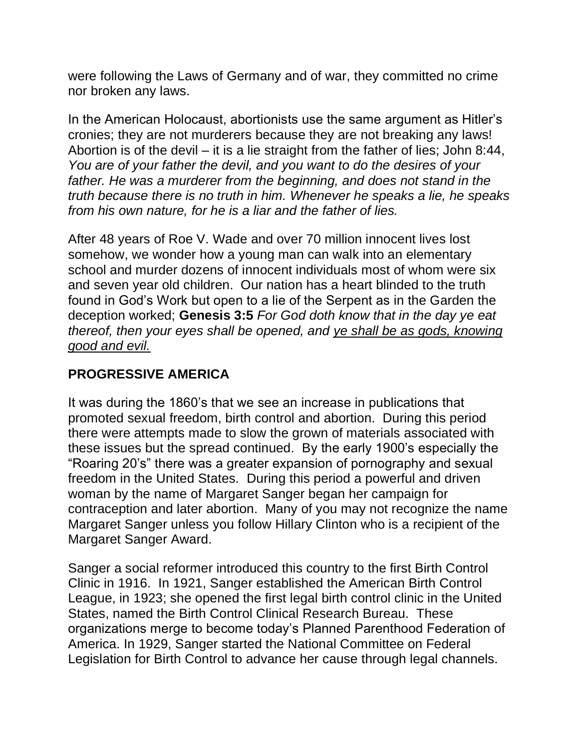were following the Laws of Germany and of war, they committed no crime nor broken any laws.

In the American Holocaust, abortionists use the same argument as Hitler's cronies; they are not murderers because they are not breaking any laws! Abortion is of the devil – it is a lie straight from the father of lies; John 8:44, *You are of your father the devil, and you want to do the desires of your father. He was a murderer from the beginning, and does not stand in the truth because there is no truth in him. Whenever he speaks a lie, he speaks from his own nature, for he is a liar and the father of lies.*

After 48 years of Roe V. Wade and over 70 million innocent lives lost somehow, we wonder how a young man can walk into an elementary school and murder dozens of innocent individuals most of whom were six and seven year old children. Our nation has a heart blinded to the truth found in God's Work but open to a lie of the Serpent as in the Garden the deception worked; **Genesis 3:5** *For God doth know that in the day ye eat thereof, then your eyes shall be opened, and <u>ye shall be as gods, knowing good and evil.</u>*

## PROGRESSIVE AMERICA

It was during the 1860's that we see an increase in publications that promoted sexual freedom, birth control and abortion. During this period there were attempts made to slow the grown of materials associated with these issues but the spread continued. By the early 1900's especially the "Roaring 20's" there was a greater expansion of pornography and sexual freedom in the United States. During this period a powerful and driven woman by the name of Margaret Sanger began her campaign for contraception and later abortion. Many of you may not recognize the name Margaret Sanger unless you follow Hillary Clinton who is a recipient of the Margaret Sanger Award.

Sanger a social reformer introduced this country to the first Birth Control Clinic in 1916. In 1921, Sanger established the American Birth Control League, in 1923; she opened the first legal birth control clinic in the United States, named the Birth Control Clinical Research Bureau. These organizations merge to become today's Planned Parenthood Federation of America. In 1929, Sanger started the National Committee on Federal Legislation for Birth Control to advance her cause through legal channels.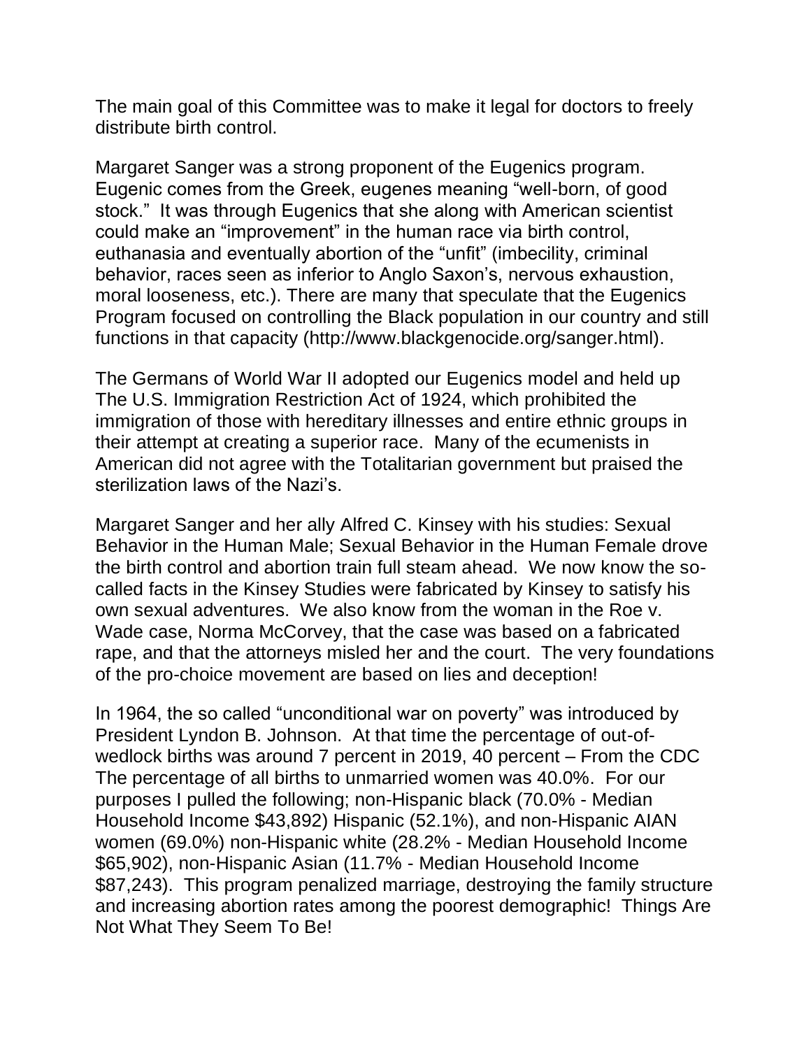The main goal of this Committee was to make it legal for doctors to freely distribute birth control.

Margaret Sanger was a strong proponent of the Eugenics program. Eugenic comes from the Greek, eugenes meaning "well-born, of good stock." It was through Eugenics that she along with American scientist could make an "improvement" in the human race via birth control, euthanasia and eventually abortion of the "unfit" (imbecility, criminal behavior, races seen as inferior to Anglo Saxon's, nervous exhaustion, moral looseness, etc.). There are many that speculate that the Eugenics Program focused on controlling the Black population in our country and still functions in that capacity (http://www.blackgenocide.org/sanger.html).

The Germans of World War II adopted our Eugenics model and held up The U.S. Immigration Restriction Act of 1924, which prohibited the immigration of those with hereditary illnesses and entire ethnic groups in their attempt at creating a superior race. Many of the ecumenists in American did not agree with the Totalitarian government but praised the sterilization laws of the Nazi's.

Margaret Sanger and her ally Alfred C. Kinsey with his studies: Sexual Behavior in the Human Male; Sexual Behavior in the Human Female drove the birth control and abortion train full steam ahead. We now know the so-called facts in the Kinsey Studies were fabricated by Kinsey to satisfy his own sexual adventures. We also know from the woman in the Roe v. Wade case, Norma McCorvey, that the case was based on a fabricated rape, and that the attorneys misled her and the court. The very foundations of the pro-choice movement are based on lies and deception!

In 1964, the so called "unconditional war on poverty" was introduced by President Lyndon B. Johnson. At that time the percentage of out-of-wedlock births was around 7 percent in 2019, 40 percent – From the CDC The percentage of all births to unmarried women was 40.0%. For our purposes I pulled the following; non-Hispanic black (70.0% - Median Household Income $43,892) Hispanic (52.1%), and non-Hispanic AIAN women (69.0%) non-Hispanic white (28.2% - Median Household Income $65,902), non-Hispanic Asian (11.7% - Median Household Income $87,243). This program penalized marriage, destroying the family structure and increasing abortion rates among the poorest demographic! Things Are Not What They Seem To Be!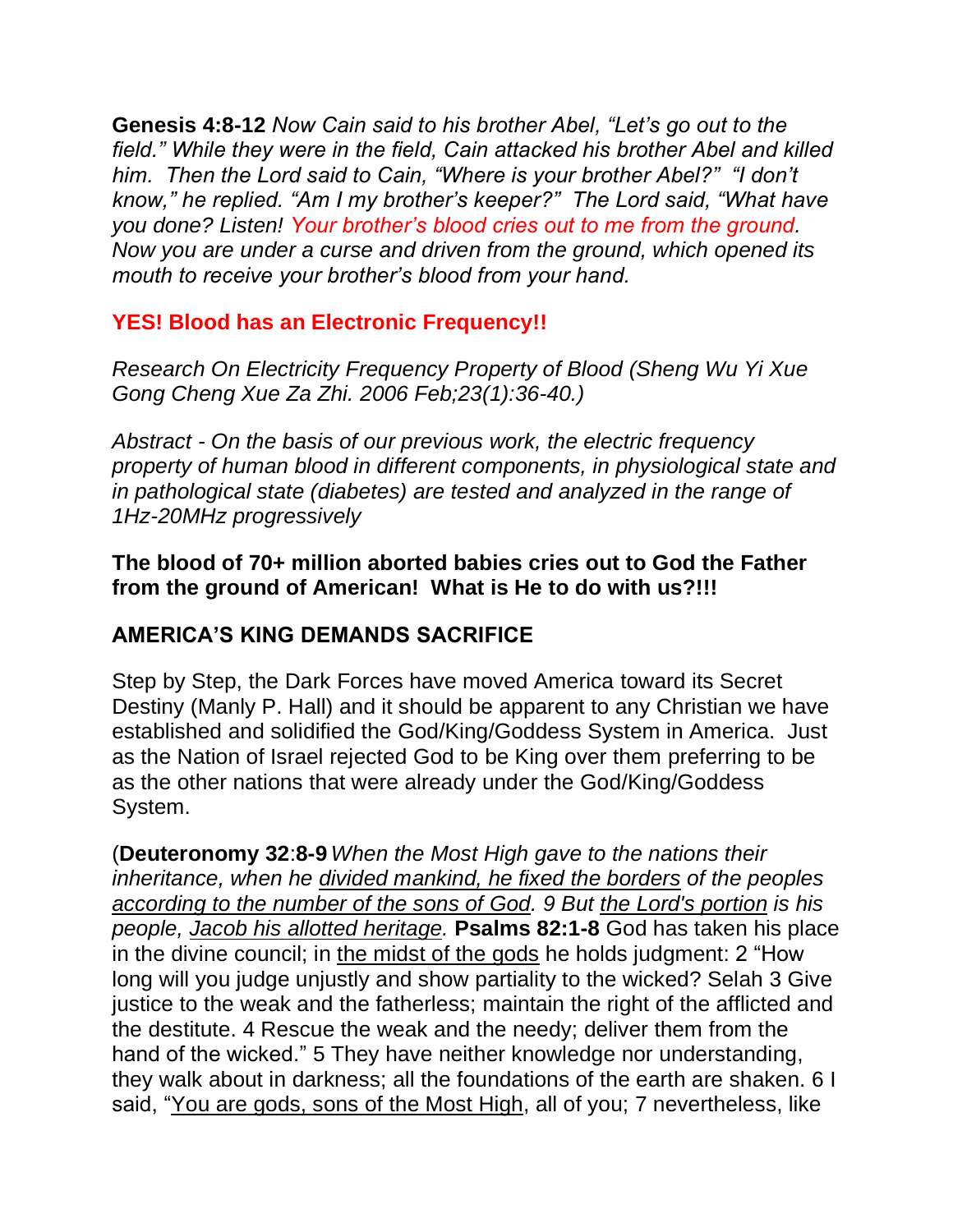**Genesis 4:8-12** *Now Cain said to his brother Abel, "Let's go out to the field." While they were in the field, Cain attacked his brother Abel and killed him. Then the Lord said to Cain, "Where is your brother Abel?" "I don't know," he replied. "Am I my brother's keeper?" The Lord said, "What have you done? Listen! Your brother's blood cries out to me from the ground. Now you are under a curse and driven from the ground, which opened its mouth to receive your brother's blood from your hand.*

**YES! Blood has an Electronic Frequency!!**

*Research On Electricity Frequency Property of Blood (Sheng Wu Yi Xue Gong Cheng Xue Za Zhi. 2006 Feb;23(1):36-40.)*

*Abstract - On the basis of our previous work, the electric frequency property of human blood in different components, in physiological state and in pathological state (diabetes) are tested and analyzed in the range of 1Hz-20MHz progressively*

**The blood of 70+ million aborted babies cries out to God the Father from the ground of American! What is He to do with us?!!!**

**AMERICA'S KING DEMANDS SACRIFICE**

Step by Step, the Dark Forces have moved America toward its Secret Destiny (Manly P. Hall) and it should be apparent to any Christian we have established and solidified the God/King/Goddess System in America. Just as the Nation of Israel rejected God to be King over them preferring to be as the other nations that were already under the God/King/Goddess System.

(**Deuteronomy 32**:**8-9** *When the Most High gave to the nations their inheritance, when he divided mankind, he fixed the borders of the peoples according to the number of the sons of God. 9 But the Lord's portion is his people, Jacob his allotted heritage.* **Psalms 82:1-8** God has taken his place in the divine council; in the midst of the gods he holds judgment: 2 "How long will you judge unjustly and show partiality to the wicked? Selah 3 Give justice to the weak and the fatherless; maintain the right of the afflicted and the destitute. 4 Rescue the weak and the needy; deliver them from the hand of the wicked." 5 They have neither knowledge nor understanding, they walk about in darkness; all the foundations of the earth are shaken. 6 I said, "You are gods, sons of the Most High, all of you; 7 nevertheless, like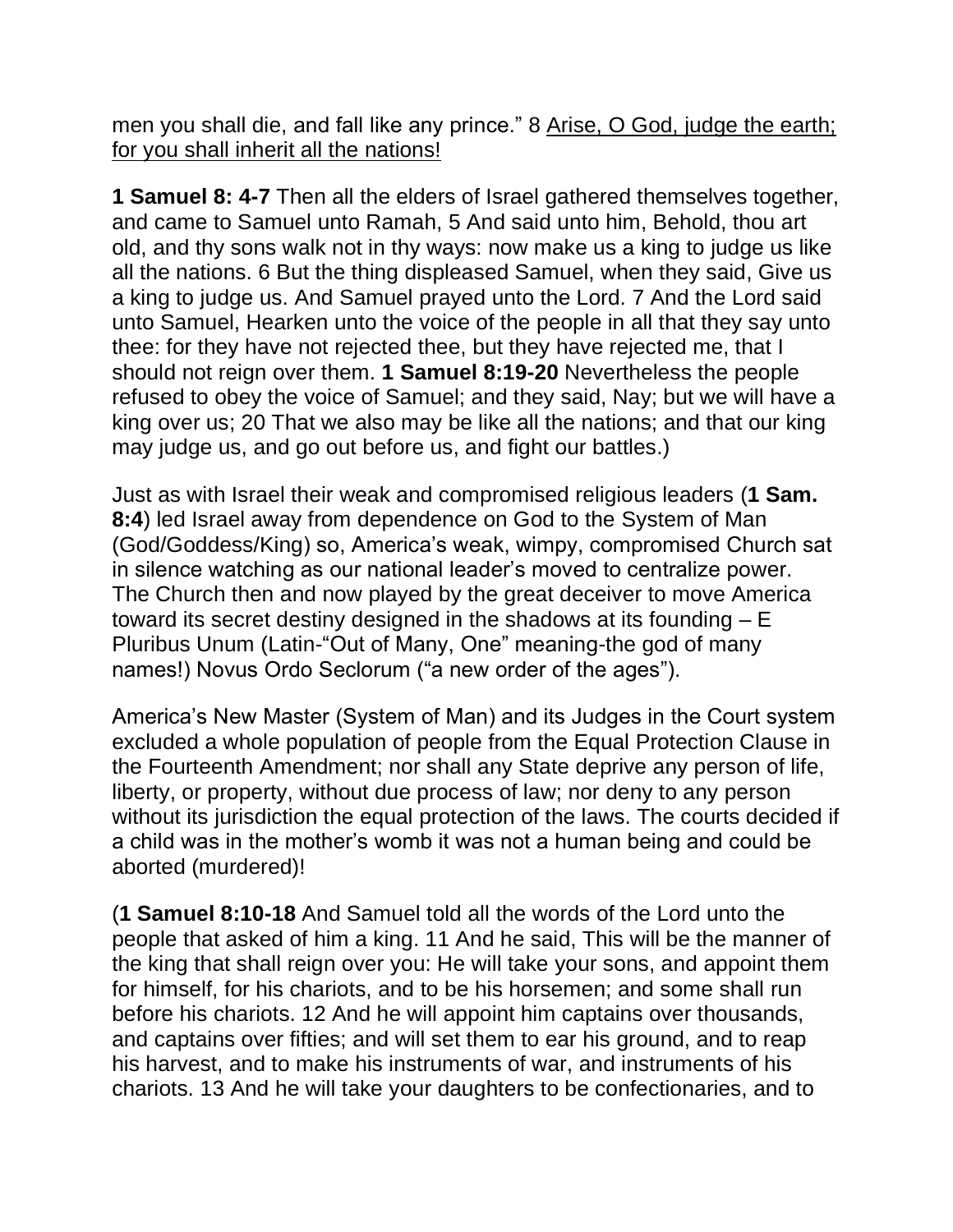men you shall die, and fall like any prince.” 8 <u>Arise, O God, judge the earth; for you shall inherit all the nations!</u>

**1 Samuel 8: 4-7** Then all the elders of Israel gathered themselves together, and came to Samuel unto Ramah, 5 And said unto him, Behold, thou art old, and thy sons walk not in thy ways: now make us a king to judge us like all the nations. 6 But the thing displeased Samuel, when they said, Give us a king to judge us. And Samuel prayed unto the Lord. 7 And the Lord said unto Samuel, Hearken unto the voice of the people in all that they say unto thee: for they have not rejected thee, but they have rejected me, that I should not reign over them. **1 Samuel 8:19-20** Nevertheless the people refused to obey the voice of Samuel; and they said, Nay; but we will have a king over us; 20 That we also may be like all the nations; and that our king may judge us, and go out before us, and fight our battles.)

Just as with Israel their weak and compromised religious leaders (**1 Sam. 8:4**) led Israel away from dependence on God to the System of Man (God/Goddess/King) so, America’s weak, wimpy, compromised Church sat in silence watching as our national leader’s moved to centralize power. The Church then and now played by the great deceiver to move America toward its secret destiny designed in the shadows at its founding – E Pluribus Unum (Latin-“Out of Many, One” meaning-the god of many names!) Novus Ordo Seclorum (“a new order of the ages”).

America’s New Master (System of Man) and its Judges in the Court system excluded a whole population of people from the Equal Protection Clause in the Fourteenth Amendment; nor shall any State deprive any person of life, liberty, or property, without due process of law; nor deny to any person without its jurisdiction the equal protection of the laws. The courts decided if a child was in the mother’s womb it was not a human being and could be aborted (murdered)!

(**1 Samuel 8:10-18** And Samuel told all the words of the Lord unto the people that asked of him a king. 11 And he said, This will be the manner of the king that shall reign over you: He will take your sons, and appoint them for himself, for his chariots, and to be his horsemen; and some shall run before his chariots. 12 And he will appoint him captains over thousands, and captains over fifties; and will set them to ear his ground, and to reap his harvest, and to make his instruments of war, and instruments of his chariots. 13 And he will take your daughters to be confectionaries, and to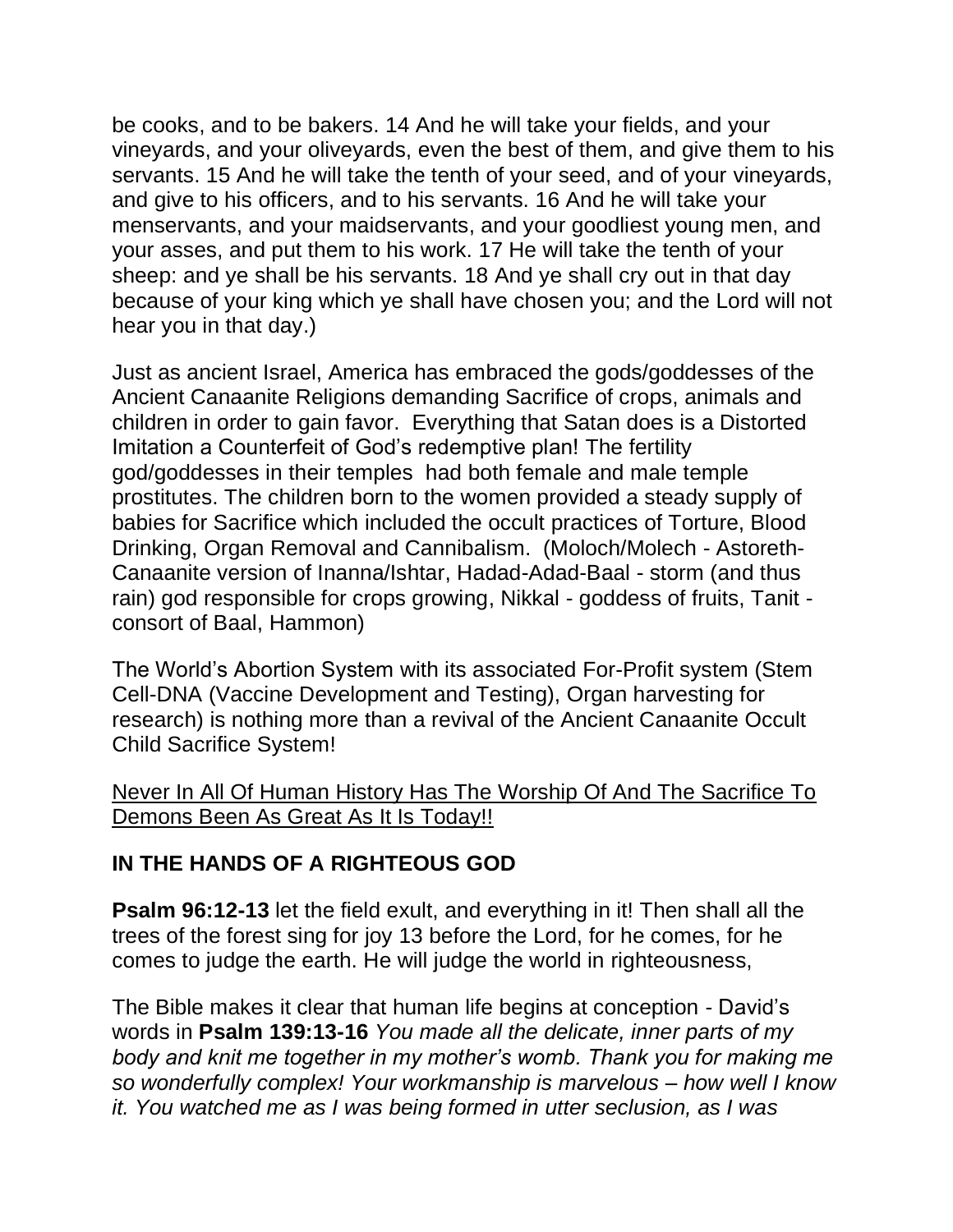be cooks, and to be bakers. 14 And he will take your fields, and your vineyards, and your oliveyards, even the best of them, and give them to his servants. 15 And he will take the tenth of your seed, and of your vineyards, and give to his officers, and to his servants. 16 And he will take your menservants, and your maidservants, and your goodliest young men, and your asses, and put them to his work. 17 He will take the tenth of your sheep: and ye shall be his servants. 18 And ye shall cry out in that day because of your king which ye shall have chosen you; and the Lord will not hear you in that day.)

Just as ancient Israel, America has embraced the gods/goddesses of the Ancient Canaanite Religions demanding Sacrifice of crops, animals and children in order to gain favor. Everything that Satan does is a Distorted Imitation a Counterfeit of God's redemptive plan! The fertility god/goddesses in their temples had both female and male temple prostitutes. The children born to the women provided a steady supply of babies for Sacrifice which included the occult practices of Torture, Blood Drinking, Organ Removal and Cannibalism. (Moloch/Molech - Astoreth- Canaanite version of Inanna/Ishtar, Hadad-Adad-Baal - storm (and thus rain) god responsible for crops growing, Nikkal - goddess of fruits, Tanit - consort of Baal, Hammon)

The World's Abortion System with its associated For-Profit system (Stem Cell-DNA (Vaccine Development and Testing), Organ harvesting for research) is nothing more than a revival of the Ancient Canaanite Occult Child Sacrifice System!

<u>Never In All Of Human History Has The Worship Of And The Sacrifice To Demons Been As Great As It Is Today!!</u>

## IN THE HANDS OF A RIGHTEOUS GOD

**Psalm 96:12-13** let the field exult, and everything in it! Then shall all the trees of the forest sing for joy 13 before the Lord, for he comes, for he comes to judge the earth. He will judge the world in righteousness,

The Bible makes it clear that human life begins at conception - David's words in **Psalm 139:13-16** *You made all the delicate, inner parts of my body and knit me together in my mother's womb. Thank you for making me so wonderfully complex! Your workmanship is marvelous – how well I know it. You watched me as I was being formed in utter seclusion, as I was*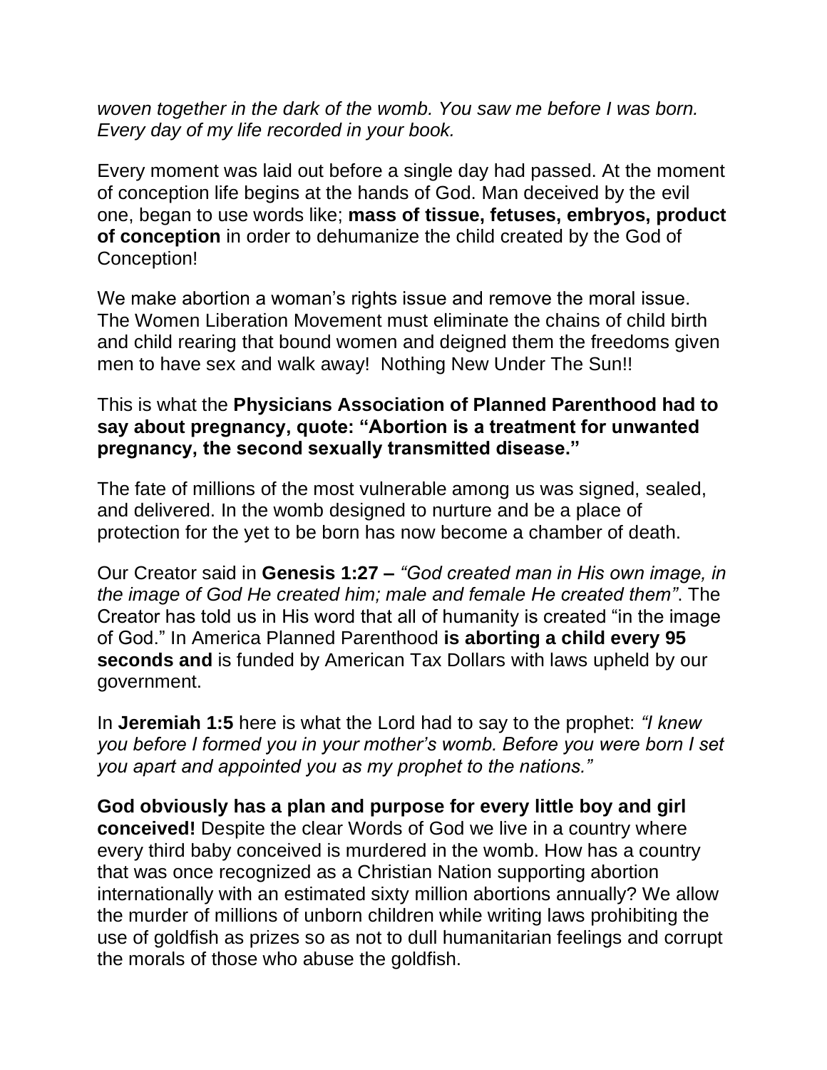*woven together in the dark of the womb. You saw me before I was born. Every day of my life recorded in your book.*

Every moment was laid out before a single day had passed. At the moment of conception life begins at the hands of God. Man deceived by the evil one, began to use words like; **mass of tissue, fetuses, embryos, product of conception** in order to dehumanize the child created by the God of Conception!

We make abortion a woman's rights issue and remove the moral issue. The Women Liberation Movement must eliminate the chains of child birth and child rearing that bound women and deigned them the freedoms given men to have sex and walk away! Nothing New Under The Sun!!

This is what the **Physicians Association of Planned Parenthood had to say about pregnancy, quote: "Abortion is a treatment for unwanted pregnancy, the second sexually transmitted disease."**

The fate of millions of the most vulnerable among us was signed, sealed, and delivered. In the womb designed to nurture and be a place of protection for the yet to be born has now become a chamber of death.

Our Creator said in **Genesis 1:27 –** *"God created man in His own image, in the image of God He created him; male and female He created them"*. The Creator has told us in His word that all of humanity is created "in the image of God." In America Planned Parenthood **is aborting a child every 95 seconds and** is funded by American Tax Dollars with laws upheld by our government.

In **Jeremiah 1:5** here is what the Lord had to say to the prophet: *"I knew you before I formed you in your mother's womb. Before you were born I set you apart and appointed you as my prophet to the nations."*

**God obviously has a plan and purpose for every little boy and girl conceived!** Despite the clear Words of God we live in a country where every third baby conceived is murdered in the womb. How has a country that was once recognized as a Christian Nation supporting abortion internationally with an estimated sixty million abortions annually? We allow the murder of millions of unborn children while writing laws prohibiting the use of goldfish as prizes so as not to dull humanitarian feelings and corrupt the morals of those who abuse the goldfish.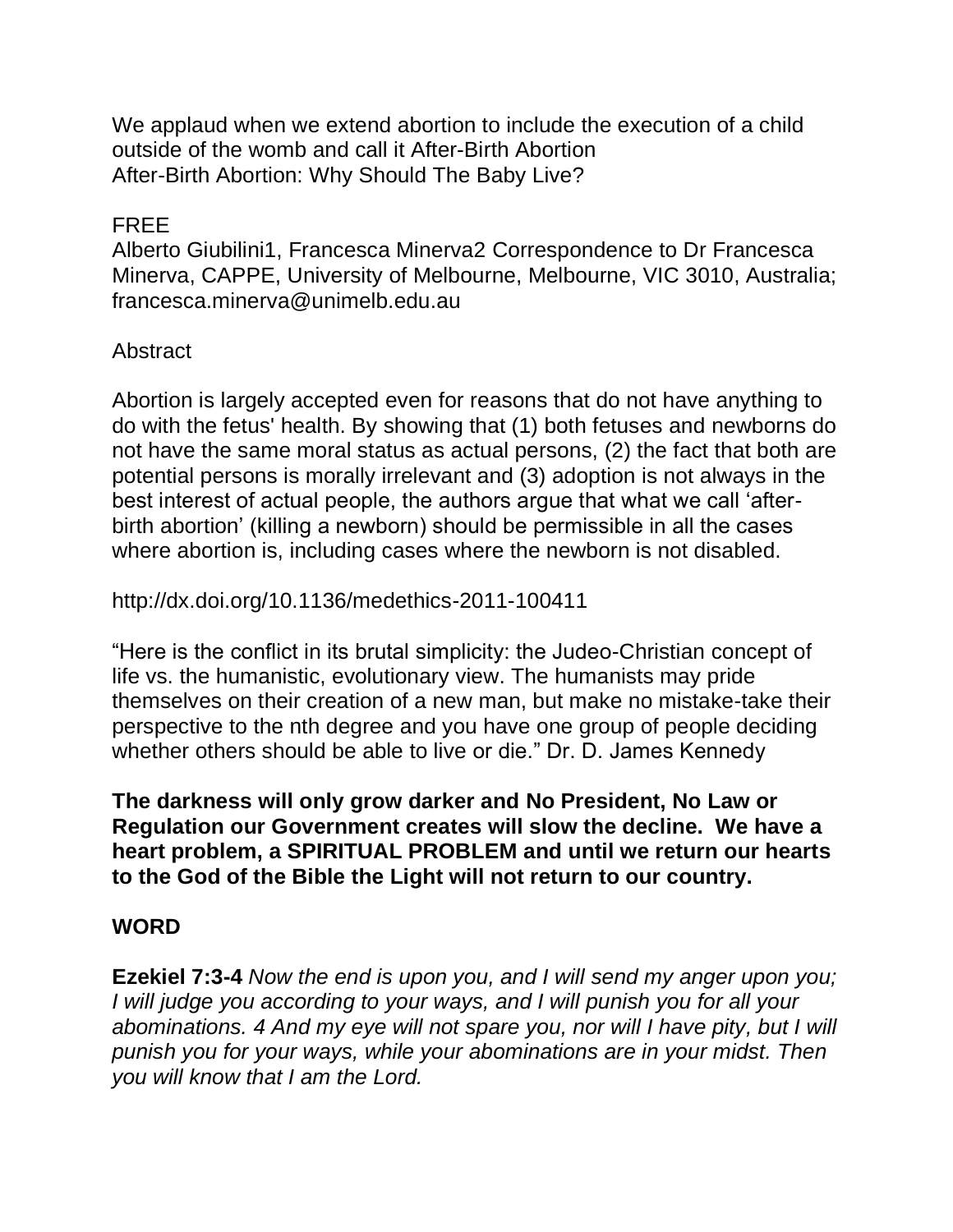We applaud when we extend abortion to include the execution of a child outside of the womb and call it After-Birth Abortion
After-Birth Abortion: Why Should The Baby Live?

FREE
Alberto Giubilini1, Francesca Minerva2 Correspondence to Dr Francesca Minerva, CAPPE, University of Melbourne, Melbourne, VIC 3010, Australia; francesca.minerva@unimelb.edu.au

Abstract

Abortion is largely accepted even for reasons that do not have anything to do with the fetus' health. By showing that (1) both fetuses and newborns do not have the same moral status as actual persons, (2) the fact that both are potential persons is morally irrelevant and (3) adoption is not always in the best interest of actual people, the authors argue that what we call 'after-birth abortion' (killing a newborn) should be permissible in all the cases where abortion is, including cases where the newborn is not disabled.

http://dx.doi.org/10.1136/medethics-2011-100411

"Here is the conflict in its brutal simplicity: the Judeo-Christian concept of life vs. the humanistic, evolutionary view. The humanists may pride themselves on their creation of a new man, but make no mistake-take their perspective to the nth degree and you have one group of people deciding whether others should be able to live or die." Dr. D. James Kennedy

**The darkness will only grow darker and No President, No Law or Regulation our Government creates will slow the decline. We have a heart problem, a SPIRITUAL PROBLEM and until we return our hearts to the God of the Bible the Light will not return to our country.**

**WORD**

**Ezekiel 7:3-4** *Now the end is upon you, and I will send my anger upon you; I will judge you according to your ways, and I will punish you for all your abominations. 4 And my eye will not spare you, nor will I have pity, but I will punish you for your ways, while your abominations are in your midst. Then you will know that I am the Lord.*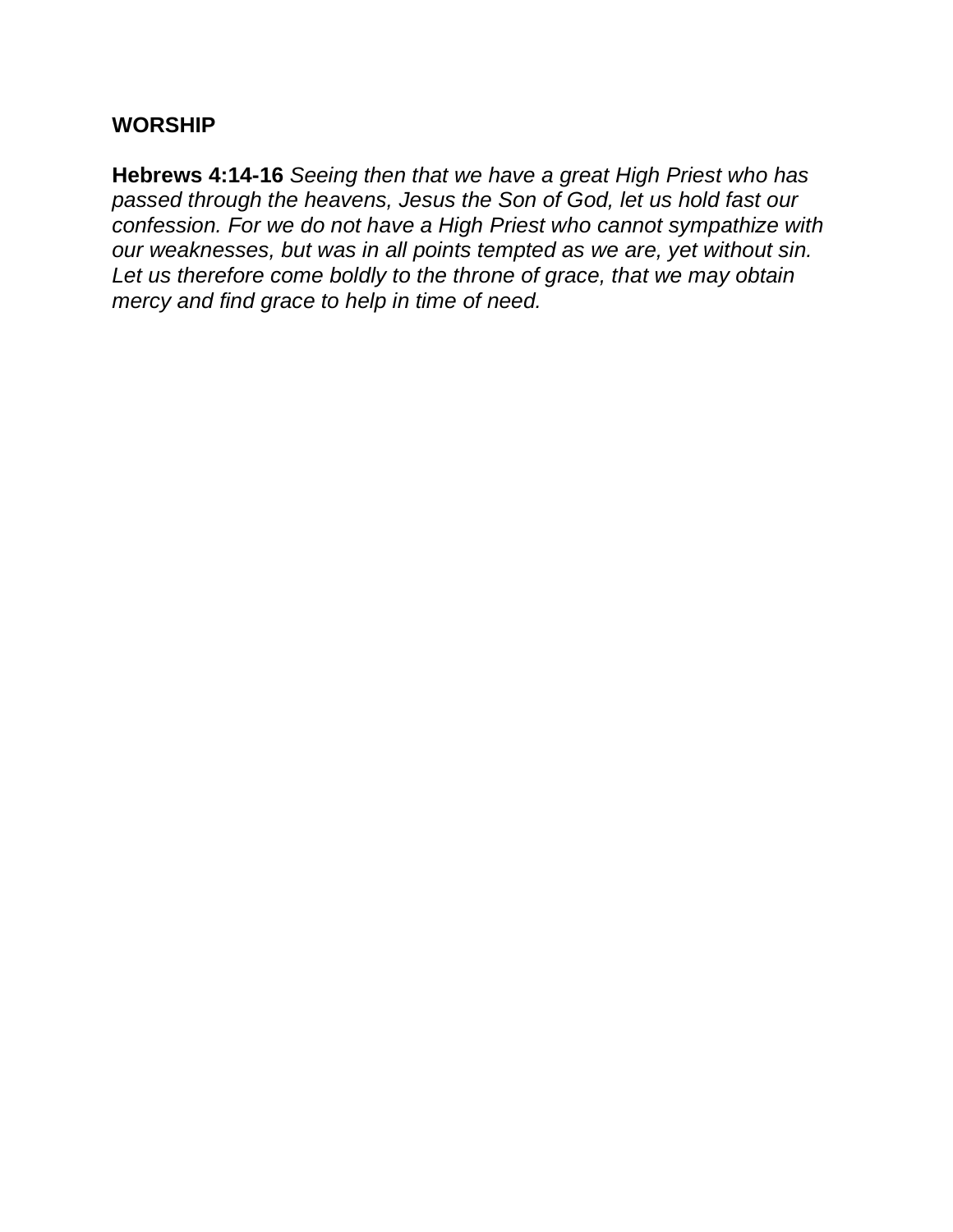**WORSHIP**

**Hebrews 4:14-16** *Seeing then that we have a great High Priest who has passed through the heavens, Jesus the Son of God, let us hold fast our confession. For we do not have a High Priest who cannot sympathize with our weaknesses, but was in all points tempted as we are, yet without sin. Let us therefore come boldly to the throne of grace, that we may obtain mercy and find grace to help in time of need.*